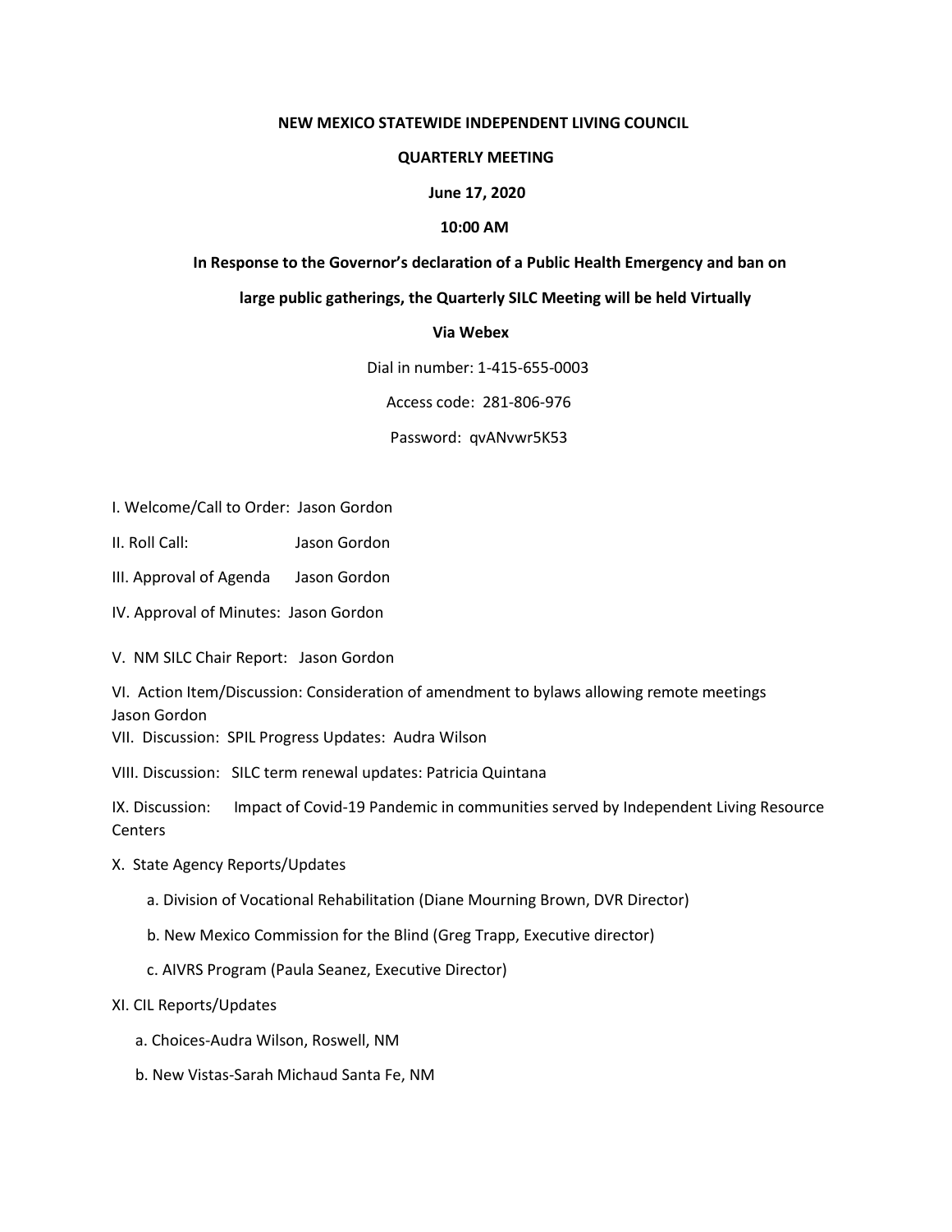**NEW MEXICO STATEWIDE INDEPENDENT LIVING COUNCIL**

**QUARTERLY MEETING**

**June 17, 2020**

**10:00 AM**

**In Response to the Governor's declaration of a Public Health Emergency and ban on large public gatherings, the Quarterly SILC Meeting will be held Virtually**

**Via Webex**

Dial in number: 1-415-655-0003

Access code: 281-806-976

Password: qvANvwr5K53

I. Welcome/Call to Order: Jason Gordon

II. Roll Call: Jason Gordon

III. Approval of Agenda Jason Gordon

IV. Approval of Minutes: Jason Gordon

V. NM SILC Chair Report: Jason Gordon

VI. Action Item/Discussion: Consideration of amendment to bylaws allowing remote meetings Jason Gordon

VII. Discussion: SPIL Progress Updates: Audra Wilson

VIII. Discussion: SILC term renewal updates: Patricia Quintana

IX. Discussion: Impact of Covid-19 Pandemic in communities served by Independent Living Resource Centers

X. State Agency Reports/Updates

- a. Division of Vocational Rehabilitation (Diane Mourning Brown, DVR Director)
- b. New Mexico Commission for the Blind (Greg Trapp, Executive director)
- c. AIVRS Program (Paula Seanez, Executive Director)

XI. CIL Reports/Updates

- a. Choices-Audra Wilson, Roswell, NM
- b. New Vistas-Sarah Michaud Santa Fe, NM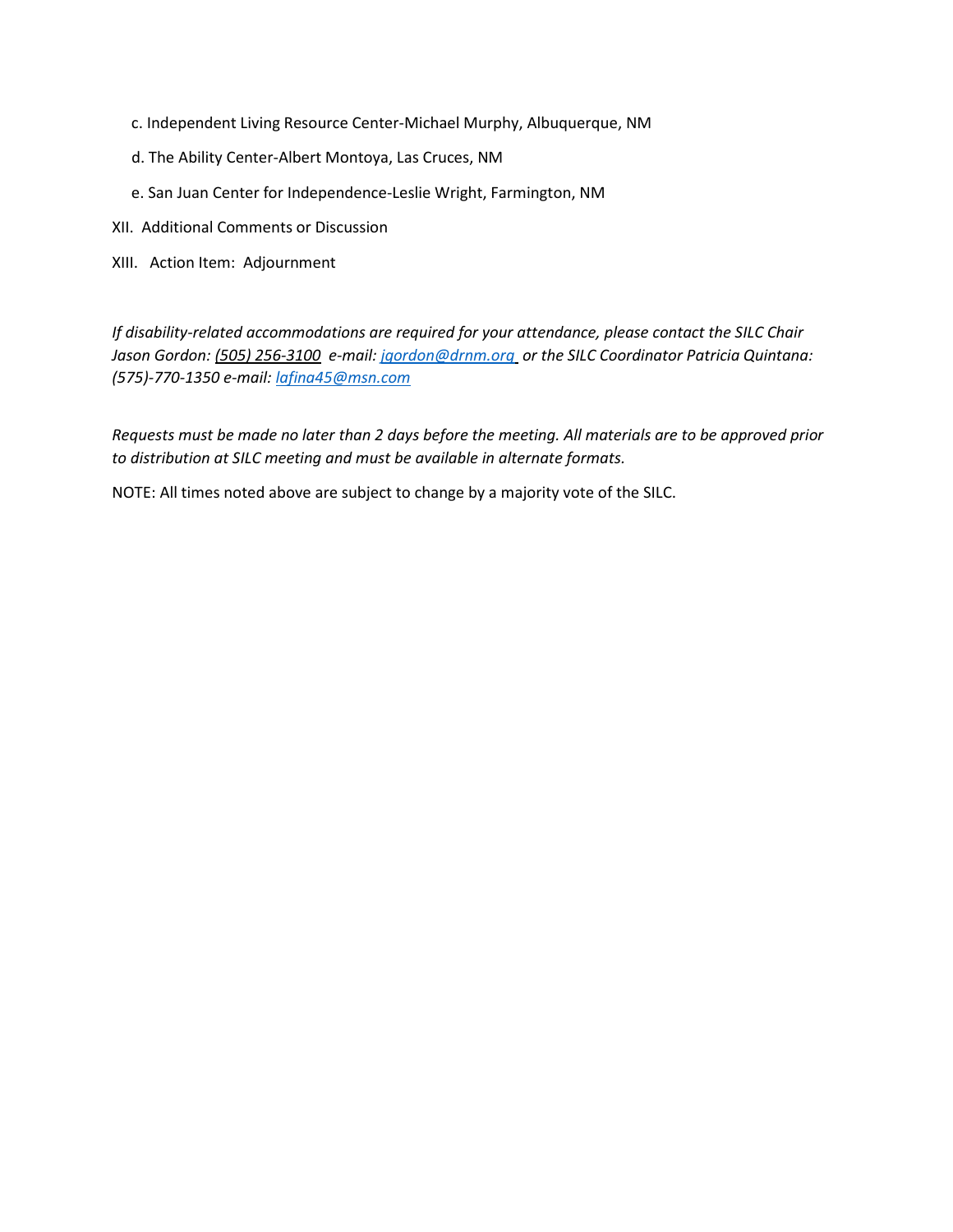c. Independent Living Resource Center-Michael Murphy, Albuquerque, NM

   d. The Ability Center-Albert Montoya, Las Cruces, NM

   e. San Juan Center for Independence-Leslie Wright, Farmington, NM

XII. Additional Comments or Discussion

XIII. Action Item: Adjournment

*If disability-related accommodations are required for your attendance, please contact the SILC Chair Jason Gordon: (505) 256-3100 e-mail: jgordon@drnm.org or the SILC Coordinator Patricia Quintana: (575)-770-1350 e-mail: lafina45@msn.com*

*Requests must be made no later than 2 days before the meeting. All materials are to be approved prior to distribution at SILC meeting and must be available in alternate formats.*

NOTE: All times noted above are subject to change by a majority vote of the SILC.